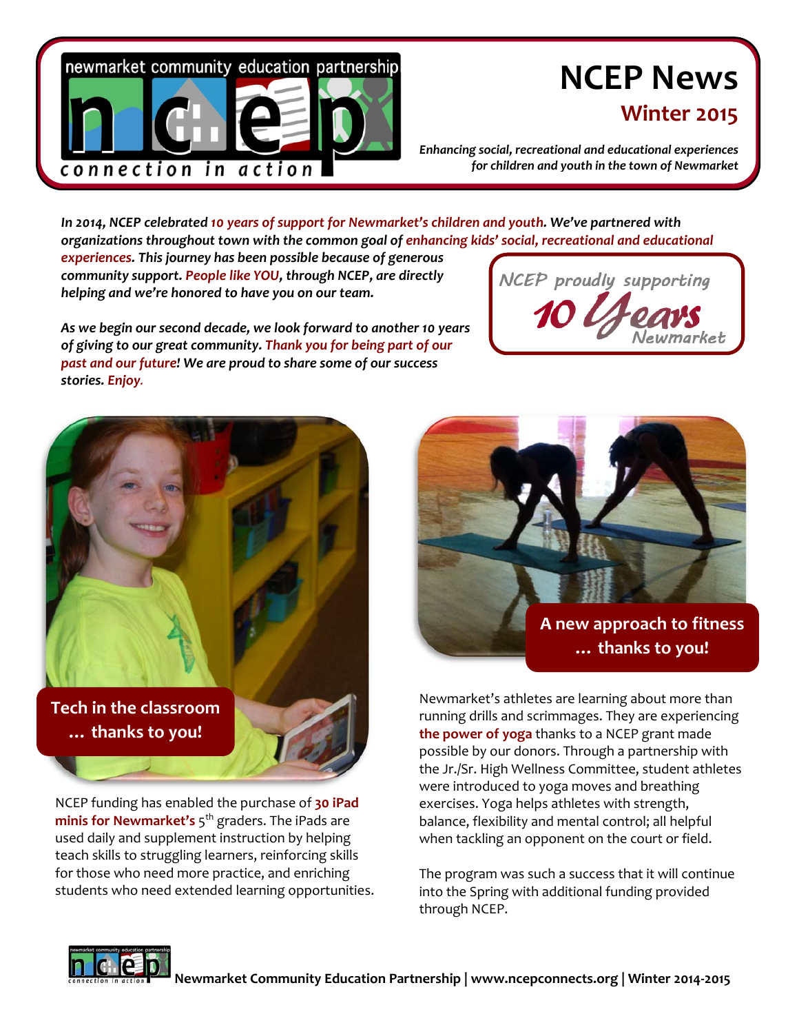# NCEP News

## Winter 2015

*Enhancing social, recreational and educational experiences for children and youth in the town of Newmarket*

newmarket community education partnership

ncep

connection in action

***In 2014, NCEP celebrated 10 years of support for Newmarket's children and youth. We've partnered with organizations throughout town with the common goal of enhancing kids' social, recreational and educational experiences. This journey has been possible because of generous community support. People like YOU, through NCEP, are directly helping and we're honored to have you on our team.***

***As we begin our second decade, we look forward to another 10 years of giving to our great community. Thank you for being part of our past and our future! We are proud to share some of our success stories. Enjoy.***

NCEP proudly supporting 10 Years Newmarket

### Tech in the classroom … thanks to you!

NCEP funding has enabled the purchase of **30 iPad minis for Newmarket's** 5th graders. The iPads are used daily and supplement instruction by helping teach skills to struggling learners, reinforcing skills for those who need more practice, and enriching students who need extended learning opportunities.

### A new approach to fitness … thanks to you!

Newmarket's athletes are learning about more than running drills and scrimmages. They are experiencing **the power of yoga** thanks to a NCEP grant made possible by our donors. Through a partnership with the Jr./Sr. High Wellness Committee, student athletes were introduced to yoga moves and breathing exercises. Yoga helps athletes with strength, balance, flexibility and mental control; all helpful when tackling an opponent on the court or field.

The program was such a success that it will continue into the Spring with additional funding provided through NCEP.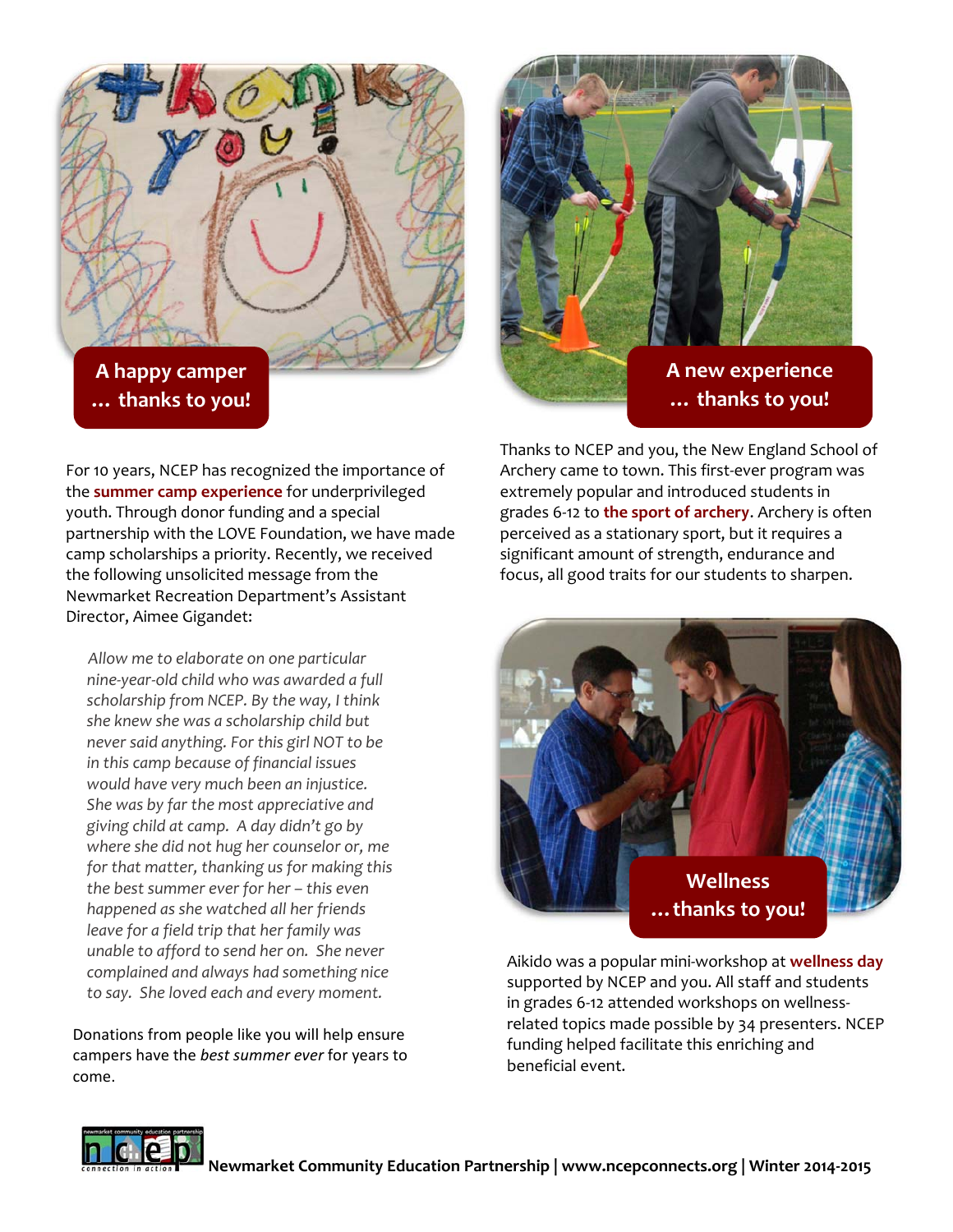## A happy camper … thanks to you!

For 10 years, NCEP has recognized the importance of the **summer camp experience** for underprivileged youth. Through donor funding and a special partnership with the LOVE Foundation, we have made camp scholarships a priority. Recently, we received the following unsolicited message from the Newmarket Recreation Department's Assistant Director, Aimee Gigandet:

> *Allow me to elaborate on one particular nine-year-old child who was awarded a full scholarship from NCEP. By the way, I think she knew she was a scholarship child but never said anything. For this girl NOT to be in this camp because of financial issues would have very much been an injustice. She was by far the most appreciative and giving child at camp. A day didn't go by where she did not hug her counselor or, me for that matter, thanking us for making this the best summer ever for her – this even happened as she watched all her friends leave for a field trip that her family was unable to afford to send her on. She never complained and always had something nice to say. She loved each and every moment.*

Donations from people like you will help ensure campers have the *best summer ever* for years to come.

## A new experience … thanks to you!

Thanks to NCEP and you, the New England School of Archery came to town. This first-ever program was extremely popular and introduced students in grades 6-12 to **the sport of archery**. Archery is often perceived as a stationary sport, but it requires a significant amount of strength, endurance and focus, all good traits for our students to sharpen.

## Wellness … thanks to you!

Aikido was a popular mini-workshop at **wellness day** supported by NCEP and you. All staff and students in grades 6-12 attended workshops on wellness-related topics made possible by 34 presenters. NCEP funding helped facilitate this enriching and beneficial event.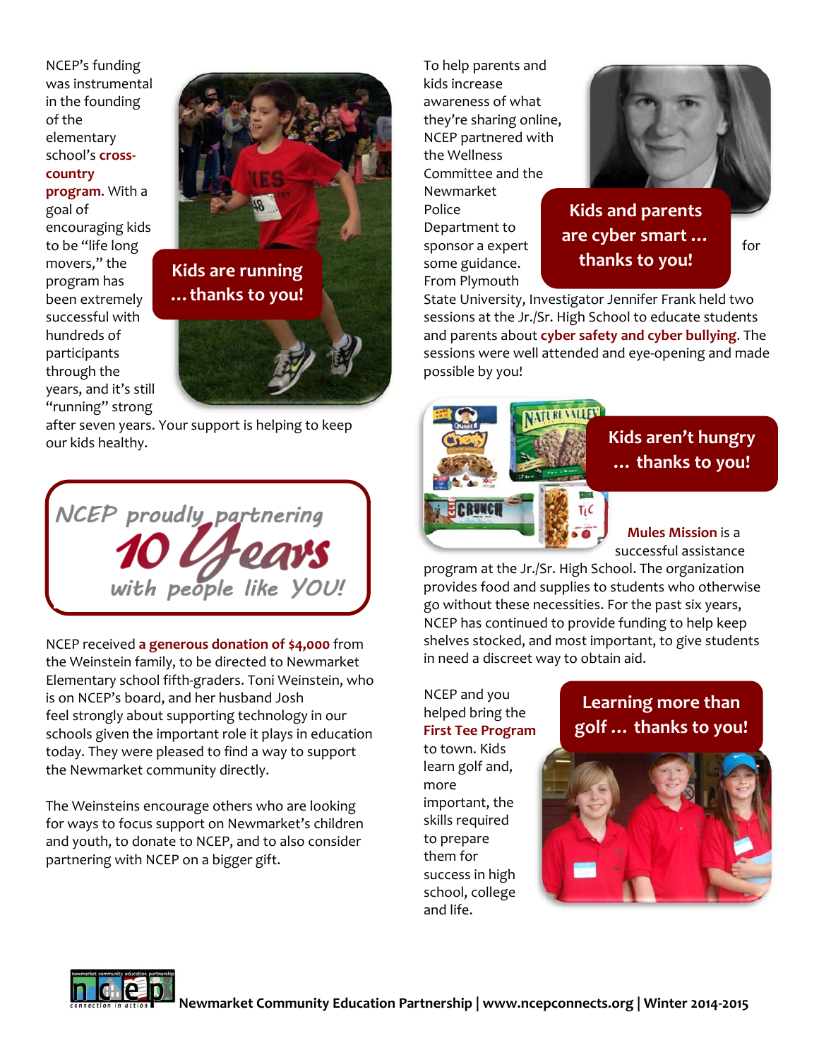## Kids are running ... thanks to you!

NCEP's funding was instrumental in the founding of the elementary school's **cross-country program**. With a goal of encouraging kids to be "life long movers," the program has been extremely successful with hundreds of participants through the years, and it's still "running" strong after seven years. Your support is helping to keep our kids healthy.

## NCEP proudly partnering 10 Years with people like YOU!

NCEP received **a generous donation of $4,000** from the Weinstein family, to be directed to Newmarket Elementary school fifth-graders. Toni Weinstein, who is on NCEP's board, and her husband Josh feel strongly about supporting technology in our schools given the important role it plays in education today. They were pleased to find a way to support the Newmarket community directly.

The Weinsteins encourage others who are looking for ways to focus support on Newmarket's children and youth, to donate to NCEP, and to also consider partnering with NCEP on a bigger gift.

## Kids and parents are cyber smart ... thanks to you!

To help parents and kids increase awareness of what they're sharing online, NCEP partnered with the Wellness Committee and the Newmarket Police Department to sponsor a expert for some guidance. From Plymouth State University, Investigator Jennifer Frank held two sessions at the Jr./Sr. High School to educate students and parents about **cyber safety and cyber bullying**. The sessions were well attended and eye-opening and made possible by you!

## Kids aren't hungry ... thanks to you!

**Mules Mission** is a successful assistance program at the Jr./Sr. High School. The organization provides food and supplies to students who otherwise go without these necessities. For the past six years, NCEP has continued to provide funding to help keep shelves stocked, and most important, to give students in need a discreet way to obtain aid.

## Learning more than golf ... thanks to you!

NCEP and you helped bring the **First Tee Program** to town. Kids learn golf and, more important, the skills required to prepare them for success in high school, college and life.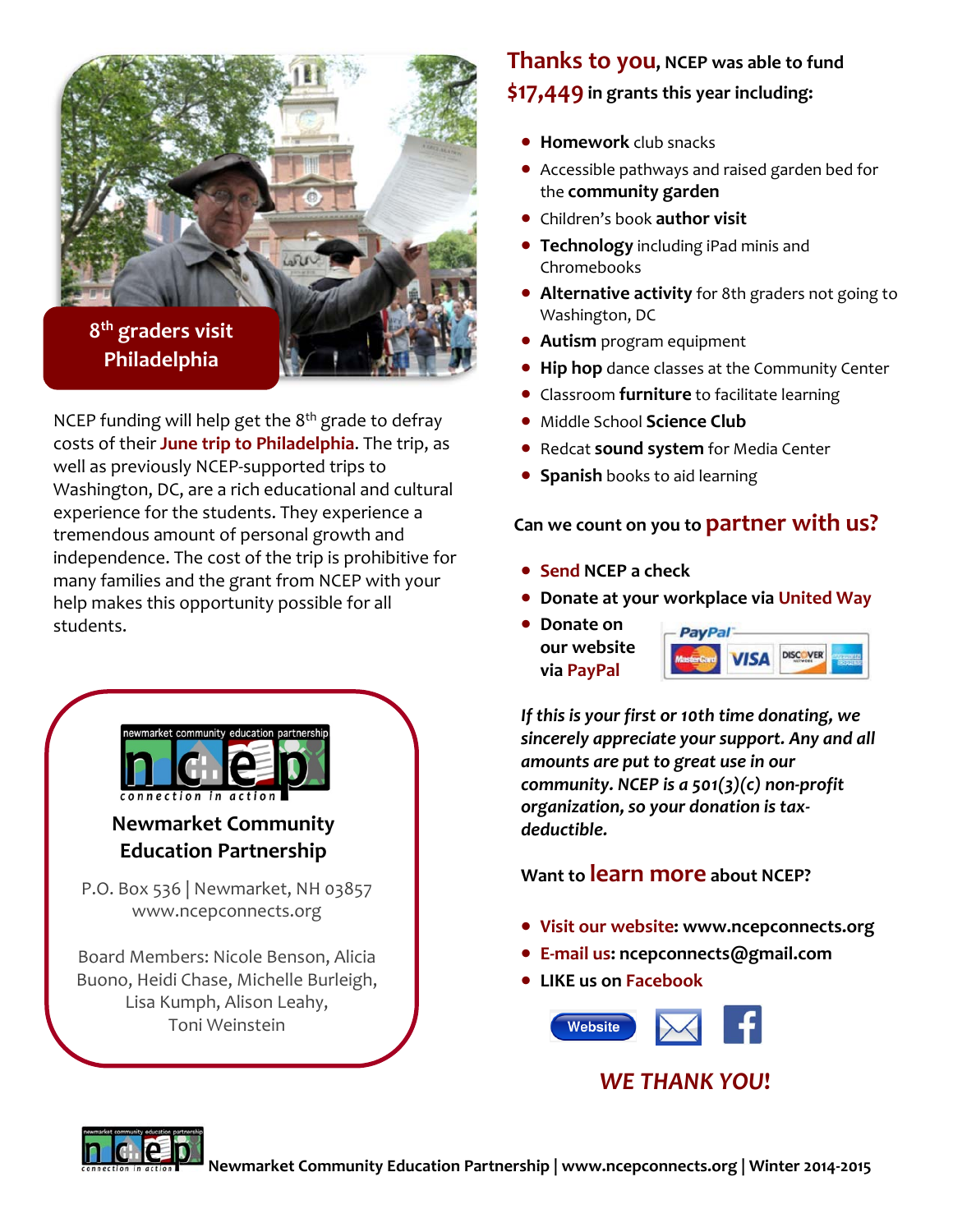**8th graders visit Philadelphia**

NCEP funding will help get the 8th grade to defray costs of their **June trip to Philadelphia**. The trip, as well as previously NCEP-supported trips to Washington, DC, are a rich educational and cultural experience for the students. They experience a tremendous amount of personal growth and independence. The cost of the trip is prohibitive for many families and the grant from NCEP with your help makes this opportunity possible for all students.

newmarket community education partnership

ncep

connection in action

**Newmarket Community Education Partnership**

P.O. Box 536 | Newmarket, NH 03857
www.ncepconnects.org

Board Members: Nicole Benson, Alicia Buono, Heidi Chase, Michelle Burleigh, Lisa Kumph, Alison Leahy, Toni Weinstein

## Thanks to you, NCEP was able to fund $17,449 in grants this year including:

- **Homework** club snacks
- Accessible pathways and raised garden bed for the **community garden**
- Children's book **author visit**
- **Technology** including iPad minis and Chromebooks
- **Alternative activity** for 8th graders not going to Washington, DC
- **Autism** program equipment
- **Hip hop** dance classes at the Community Center
- Classroom **furniture** to facilitate learning
- Middle School **Science Club**
- Redcat **sound system** for Media Center
- **Spanish** books to aid learning

## Can we count on you to partner with us?

- **Send NCEP a check**
- **Donate at your workplace via United Way**
- **Donate on our website via PayPal**

PayPal MasterCard VISA DISCOVER AMERICAN EXPRESS

***If this is your first or 10th time donating, we sincerely appreciate your support. Any and all amounts are put to great use in our community. NCEP is a 501(3)(c) non-profit organization, so your donation is tax-deductible.***

## Want to learn more about NCEP?

- **Visit our website: www.ncepconnects.org**
- **E-mail us: ncepconnects@gmail.com**
- **LIKE us on Facebook**

Website

***WE THANK YOU!***